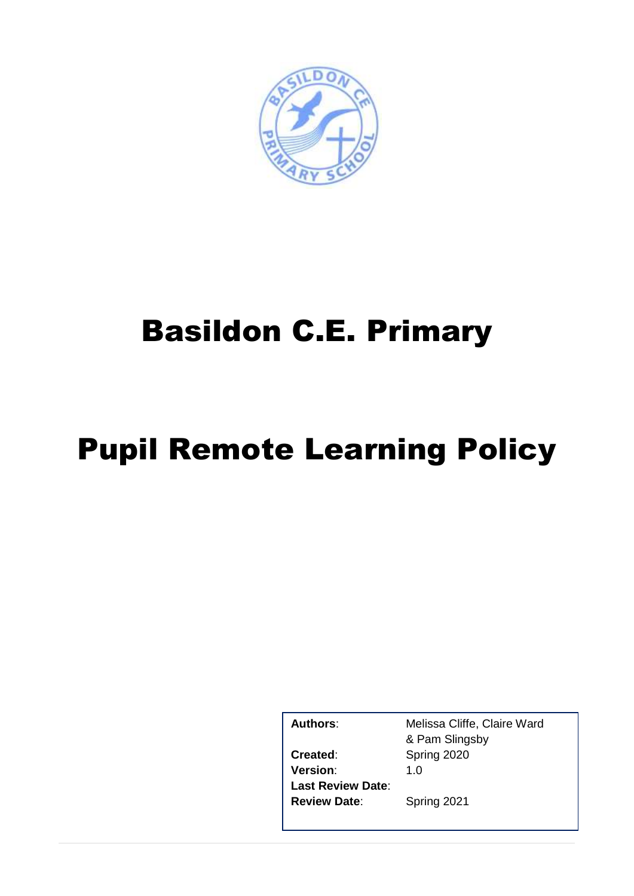# Basildon C.E. Primary

# Pupil Remote Learning Policy

| | |
|---|---|
| **Authors**: | Melissa Cliffe, Claire Ward & Pam Slingsby |
| **Created**: | Spring 2020 |
| **Version**: | 1.0 |
| **Last Review Date**: | |
| **Review Date**: | Spring 2021 |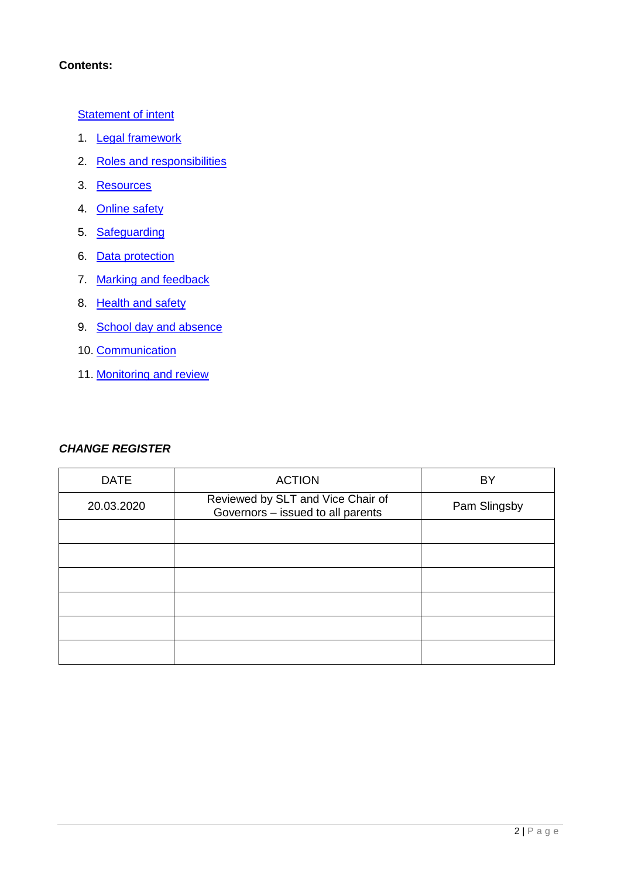**Contents:**

Statement of intent

1. Legal framework
2. Roles and responsibilities
3. Resources
4. Online safety
5. Safeguarding
6. Data protection
7. Marking and feedback
8. Health and safety
9. School day and absence
10. Communication
11. Monitoring and review

***CHANGE REGISTER***

| DATE | ACTION | BY |
| --- | --- | --- |
| 20.03.2020 | Reviewed by SLT and Vice Chair of Governors – issued to all parents | Pam Slingsby |
| | | |
| | | |
| | | |
| | | |
| | | |
| | | |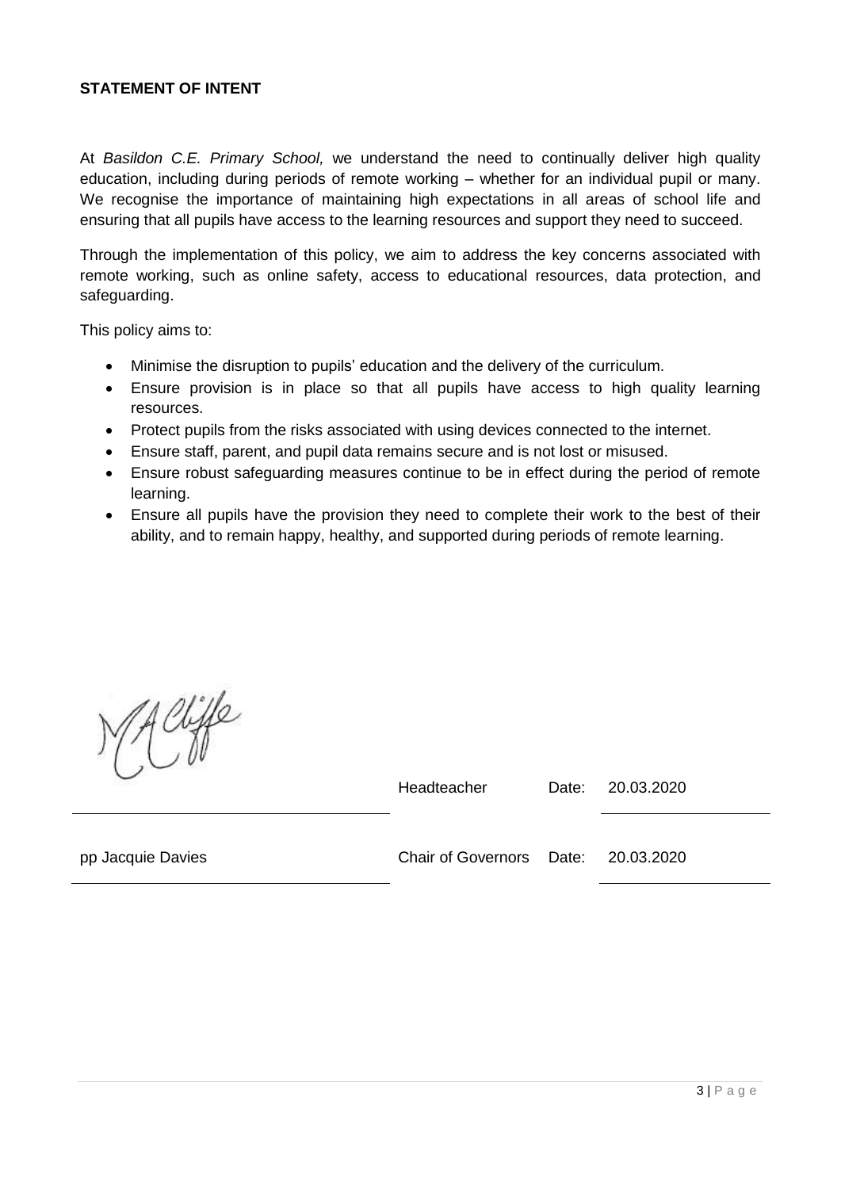## STATEMENT OF INTENT

At *Basildon C.E. Primary School,* we understand the need to continually deliver high quality education, including during periods of remote working – whether for an individual pupil or many. We recognise the importance of maintaining high expectations in all areas of school life and ensuring that all pupils have access to the learning resources and support they need to succeed.

Through the implementation of this policy, we aim to address the key concerns associated with remote working, such as online safety, access to educational resources, data protection, and safeguarding.

This policy aims to:

- Minimise the disruption to pupils' education and the delivery of the curriculum.
- Ensure provision is in place so that all pupils have access to high quality learning resources.
- Protect pupils from the risks associated with using devices connected to the internet.
- Ensure staff, parent, and pupil data remains secure and is not lost or misused.
- Ensure robust safeguarding measures continue to be in effect during the period of remote learning.
- Ensure all pupils have the provision they need to complete their work to the best of their ability, and to remain happy, healthy, and supported during periods of remote learning.

| | | | |
|---|---|---|---|
| MA Cliffe | Headteacher | Date: | 20.03.2020 |
| pp Jacquie Davies | Chair of Governors | Date: | 20.03.2020 |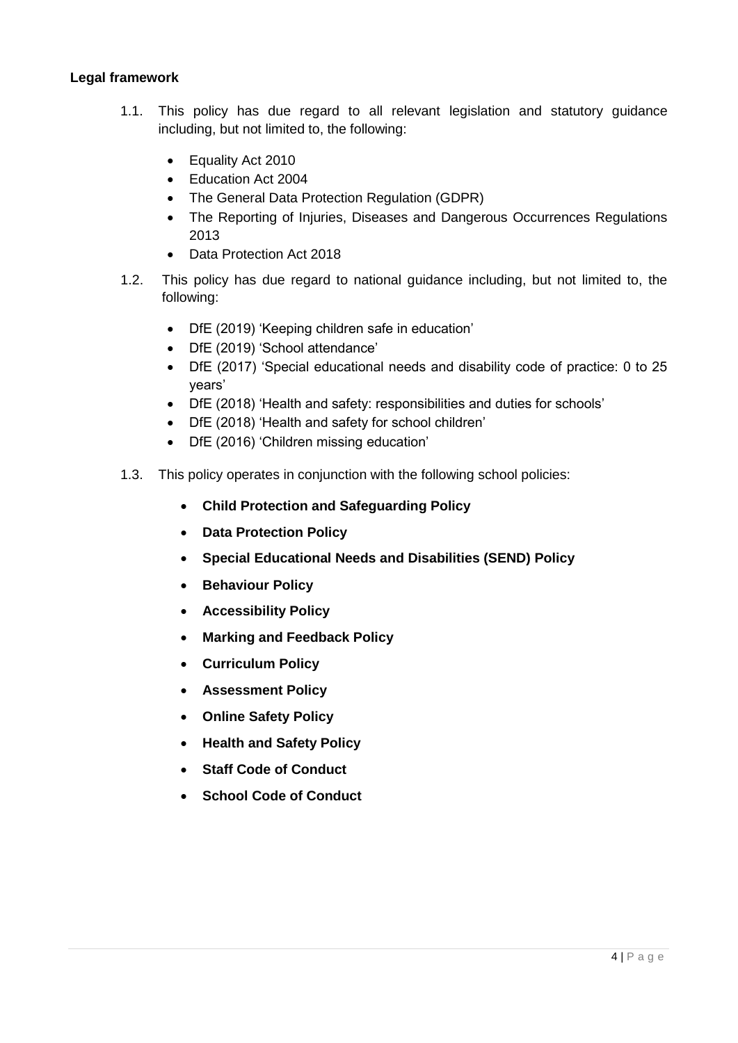## Legal framework

1.1. This policy has due regard to all relevant legislation and statutory guidance including, but not limited to, the following:

- Equality Act 2010
- Education Act 2004
- The General Data Protection Regulation (GDPR)
- The Reporting of Injuries, Diseases and Dangerous Occurrences Regulations 2013
- Data Protection Act 2018

1.2. This policy has due regard to national guidance including, but not limited to, the following:

- DfE (2019) 'Keeping children safe in education'
- DfE (2019) 'School attendance'
- DfE (2017) 'Special educational needs and disability code of practice: 0 to 25 years'
- DfE (2018) 'Health and safety: responsibilities and duties for schools'
- DfE (2018) 'Health and safety for school children'
- DfE (2016) 'Children missing education'

1.3. This policy operates in conjunction with the following school policies:

- **Child Protection and Safeguarding Policy**
- **Data Protection Policy**
- **Special Educational Needs and Disabilities (SEND) Policy**
- **Behaviour Policy**
- **Accessibility Policy**
- **Marking and Feedback Policy**
- **Curriculum Policy**
- **Assessment Policy**
- **Online Safety Policy**
- **Health and Safety Policy**
- **Staff Code of Conduct**
- **School Code of Conduct**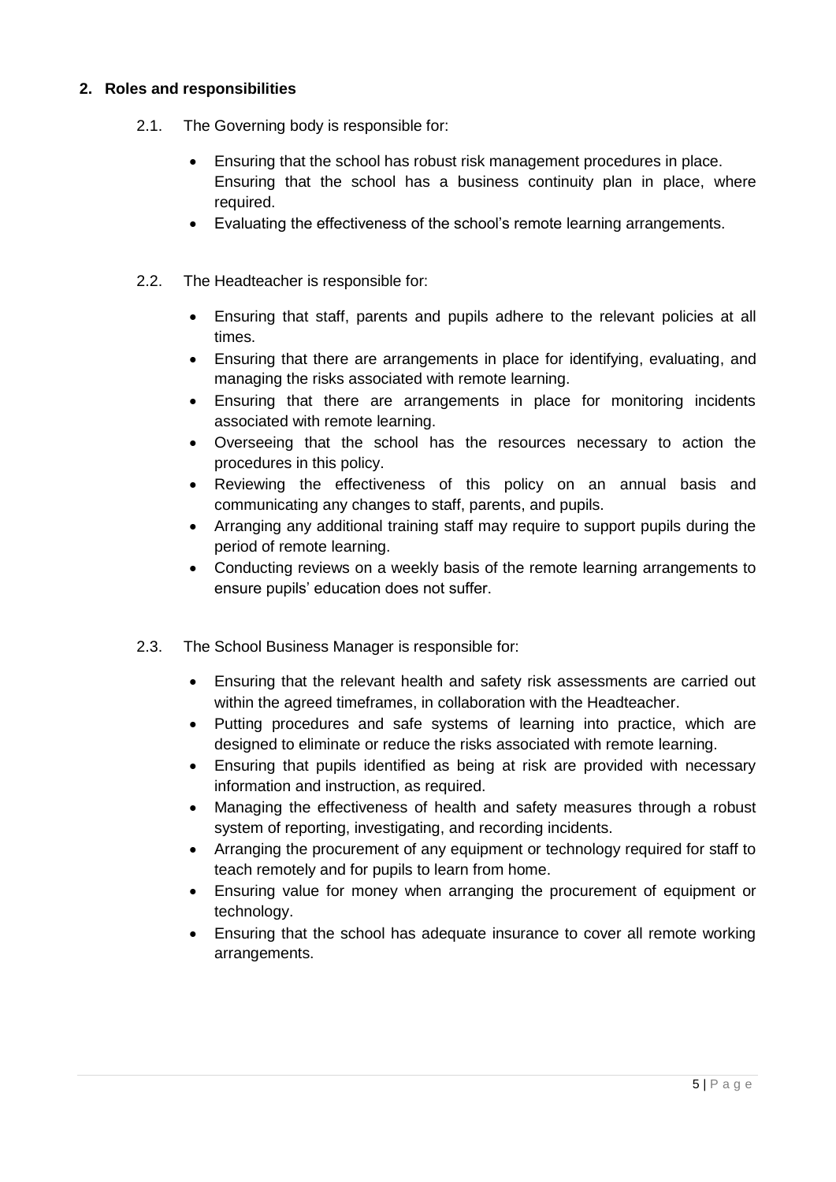## 2. Roles and responsibilities

2.1. The Governing body is responsible for:

- Ensuring that the school has robust risk management procedures in place. Ensuring that the school has a business continuity plan in place, where required.
- Evaluating the effectiveness of the school's remote learning arrangements.

2.2. The Headteacher is responsible for:

- Ensuring that staff, parents and pupils adhere to the relevant policies at all times.
- Ensuring that there are arrangements in place for identifying, evaluating, and managing the risks associated with remote learning.
- Ensuring that there are arrangements in place for monitoring incidents associated with remote learning.
- Overseeing that the school has the resources necessary to action the procedures in this policy.
- Reviewing the effectiveness of this policy on an annual basis and communicating any changes to staff, parents, and pupils.
- Arranging any additional training staff may require to support pupils during the period of remote learning.
- Conducting reviews on a weekly basis of the remote learning arrangements to ensure pupils' education does not suffer.

2.3. The School Business Manager is responsible for:

- Ensuring that the relevant health and safety risk assessments are carried out within the agreed timeframes, in collaboration with the Headteacher.
- Putting procedures and safe systems of learning into practice, which are designed to eliminate or reduce the risks associated with remote learning.
- Ensuring that pupils identified as being at risk are provided with necessary information and instruction, as required.
- Managing the effectiveness of health and safety measures through a robust system of reporting, investigating, and recording incidents.
- Arranging the procurement of any equipment or technology required for staff to teach remotely and for pupils to learn from home.
- Ensuring value for money when arranging the procurement of equipment or technology.
- Ensuring that the school has adequate insurance to cover all remote working arrangements.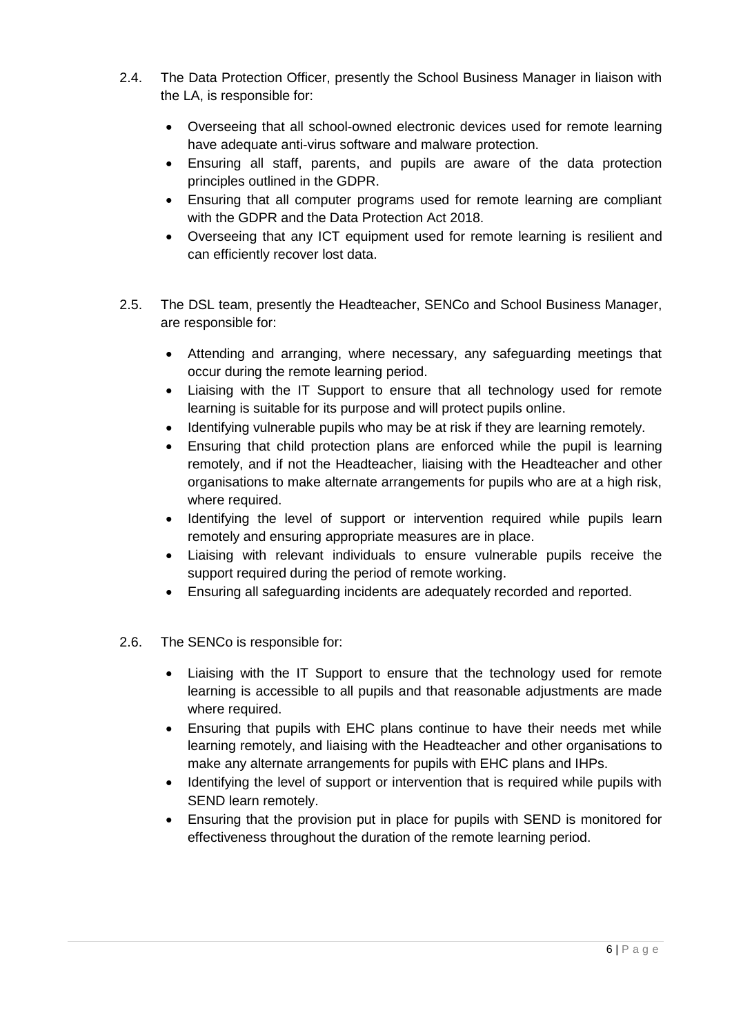2.4. The Data Protection Officer, presently the School Business Manager in liaison with the LA, is responsible for:

- Overseeing that all school-owned electronic devices used for remote learning have adequate anti-virus software and malware protection.
- Ensuring all staff, parents, and pupils are aware of the data protection principles outlined in the GDPR.
- Ensuring that all computer programs used for remote learning are compliant with the GDPR and the Data Protection Act 2018.
- Overseeing that any ICT equipment used for remote learning is resilient and can efficiently recover lost data.

2.5. The DSL team, presently the Headteacher, SENCo and School Business Manager, are responsible for:

- Attending and arranging, where necessary, any safeguarding meetings that occur during the remote learning period.
- Liaising with the IT Support to ensure that all technology used for remote learning is suitable for its purpose and will protect pupils online.
- Identifying vulnerable pupils who may be at risk if they are learning remotely.
- Ensuring that child protection plans are enforced while the pupil is learning remotely, and if not the Headteacher, liaising with the Headteacher and other organisations to make alternate arrangements for pupils who are at a high risk, where required.
- Identifying the level of support or intervention required while pupils learn remotely and ensuring appropriate measures are in place.
- Liaising with relevant individuals to ensure vulnerable pupils receive the support required during the period of remote working.
- Ensuring all safeguarding incidents are adequately recorded and reported.

2.6. The SENCo is responsible for:

- Liaising with the IT Support to ensure that the technology used for remote learning is accessible to all pupils and that reasonable adjustments are made where required.
- Ensuring that pupils with EHC plans continue to have their needs met while learning remotely, and liaising with the Headteacher and other organisations to make any alternate arrangements for pupils with EHC plans and IHPs.
- Identifying the level of support or intervention that is required while pupils with SEND learn remotely.
- Ensuring that the provision put in place for pupils with SEND is monitored for effectiveness throughout the duration of the remote learning period.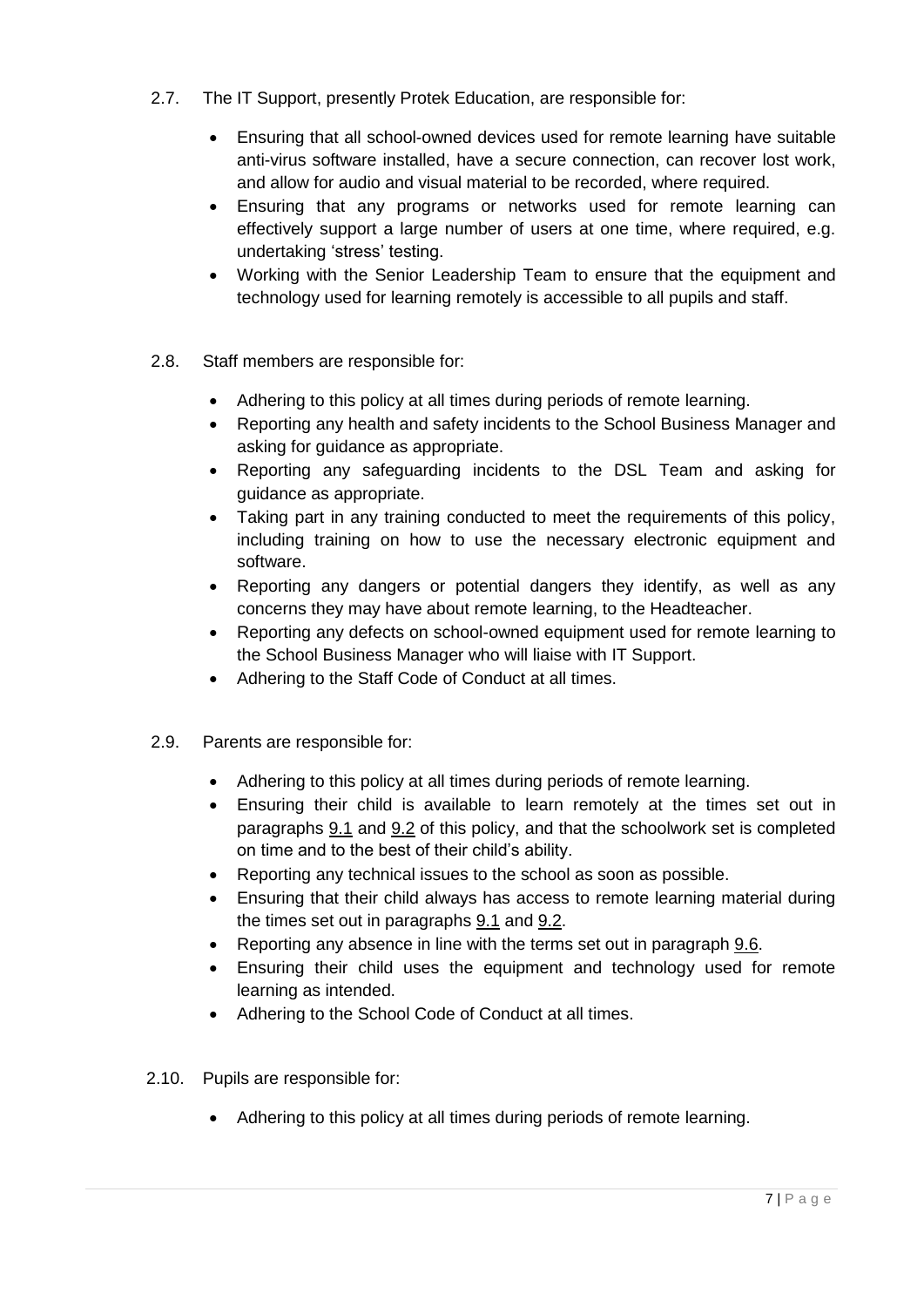2.7. The IT Support, presently Protek Education, are responsible for:

- Ensuring that all school-owned devices used for remote learning have suitable anti-virus software installed, have a secure connection, can recover lost work, and allow for audio and visual material to be recorded, where required.
- Ensuring that any programs or networks used for remote learning can effectively support a large number of users at one time, where required, e.g. undertaking 'stress' testing.
- Working with the Senior Leadership Team to ensure that the equipment and technology used for learning remotely is accessible to all pupils and staff.

2.8. Staff members are responsible for:

- Adhering to this policy at all times during periods of remote learning.
- Reporting any health and safety incidents to the School Business Manager and asking for guidance as appropriate.
- Reporting any safeguarding incidents to the DSL Team and asking for guidance as appropriate.
- Taking part in any training conducted to meet the requirements of this policy, including training on how to use the necessary electronic equipment and software.
- Reporting any dangers or potential dangers they identify, as well as any concerns they may have about remote learning, to the Headteacher.
- Reporting any defects on school-owned equipment used for remote learning to the School Business Manager who will liaise with IT Support.
- Adhering to the Staff Code of Conduct at all times.

2.9. Parents are responsible for:

- Adhering to this policy at all times during periods of remote learning.
- Ensuring their child is available to learn remotely at the times set out in paragraphs 9.1 and 9.2 of this policy, and that the schoolwork set is completed on time and to the best of their child's ability.
- Reporting any technical issues to the school as soon as possible.
- Ensuring that their child always has access to remote learning material during the times set out in paragraphs 9.1 and 9.2.
- Reporting any absence in line with the terms set out in paragraph 9.6.
- Ensuring their child uses the equipment and technology used for remote learning as intended.
- Adhering to the School Code of Conduct at all times.

2.10. Pupils are responsible for:

- Adhering to this policy at all times during periods of remote learning.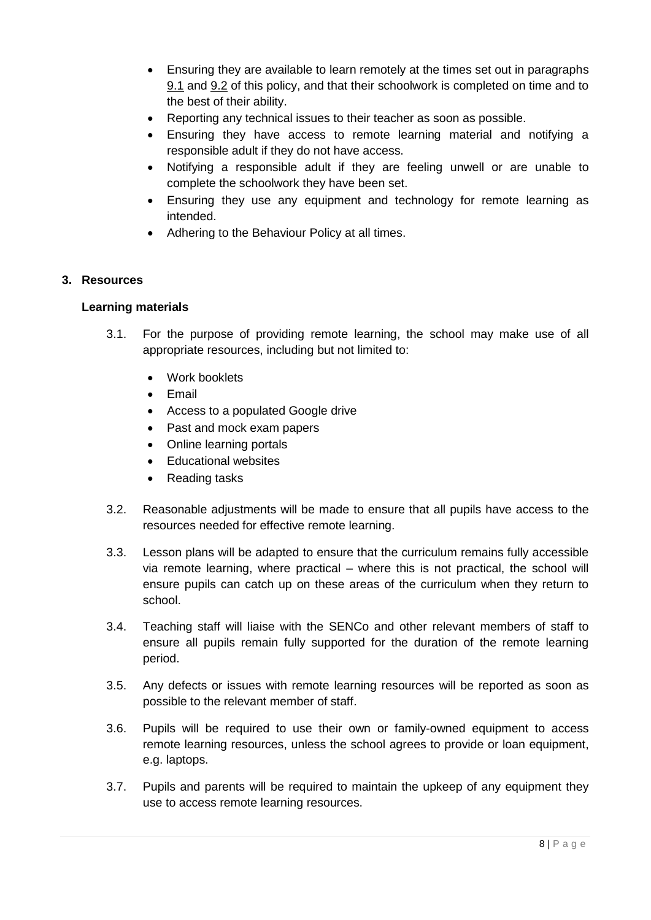- Ensuring they are available to learn remotely at the times set out in paragraphs 9.1 and 9.2 of this policy, and that their schoolwork is completed on time and to the best of their ability.
- Reporting any technical issues to their teacher as soon as possible.
- Ensuring they have access to remote learning material and notifying a responsible adult if they do not have access.
- Notifying a responsible adult if they are feeling unwell or are unable to complete the schoolwork they have been set.
- Ensuring they use any equipment and technology for remote learning as intended.
- Adhering to the Behaviour Policy at all times.

## 3. Resources

### Learning materials

3.1. For the purpose of providing remote learning, the school may make use of all appropriate resources, including but not limited to:

- Work booklets
- Email
- Access to a populated Google drive
- Past and mock exam papers
- Online learning portals
- Educational websites
- Reading tasks

3.2. Reasonable adjustments will be made to ensure that all pupils have access to the resources needed for effective remote learning.

3.3. Lesson plans will be adapted to ensure that the curriculum remains fully accessible via remote learning, where practical – where this is not practical, the school will ensure pupils can catch up on these areas of the curriculum when they return to school.

3.4. Teaching staff will liaise with the SENCo and other relevant members of staff to ensure all pupils remain fully supported for the duration of the remote learning period.

3.5. Any defects or issues with remote learning resources will be reported as soon as possible to the relevant member of staff.

3.6. Pupils will be required to use their own or family-owned equipment to access remote learning resources, unless the school agrees to provide or loan equipment, e.g. laptops.

3.7. Pupils and parents will be required to maintain the upkeep of any equipment they use to access remote learning resources.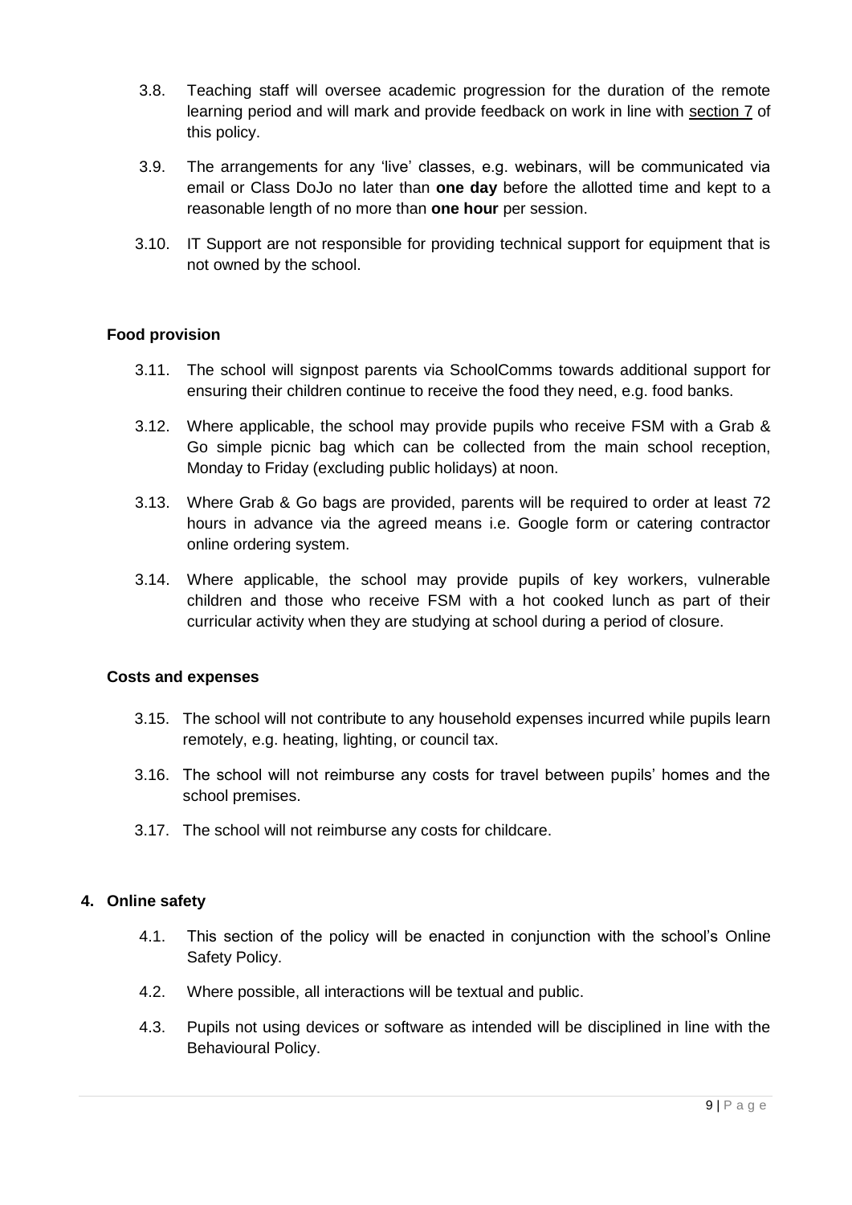3.8. Teaching staff will oversee academic progression for the duration of the remote learning period and will mark and provide feedback on work in line with section 7 of this policy.

3.9. The arrangements for any 'live' classes, e.g. webinars, will be communicated via email or Class DoJo no later than **one day** before the allotted time and kept to a reasonable length of no more than **one hour** per session.

3.10. IT Support are not responsible for providing technical support for equipment that is not owned by the school.

**Food provision**

3.11. The school will signpost parents via SchoolComms towards additional support for ensuring their children continue to receive the food they need, e.g. food banks.

3.12. Where applicable, the school may provide pupils who receive FSM with a Grab & Go simple picnic bag which can be collected from the main school reception, Monday to Friday (excluding public holidays) at noon.

3.13. Where Grab & Go bags are provided, parents will be required to order at least 72 hours in advance via the agreed means i.e. Google form or catering contractor online ordering system.

3.14. Where applicable, the school may provide pupils of key workers, vulnerable children and those who receive FSM with a hot cooked lunch as part of their curricular activity when they are studying at school during a period of closure.

**Costs and expenses**

3.15. The school will not contribute to any household expenses incurred while pupils learn remotely, e.g. heating, lighting, or council tax.

3.16. The school will not reimburse any costs for travel between pupils' homes and the school premises.

3.17. The school will not reimburse any costs for childcare.

## 4. Online safety

4.1. This section of the policy will be enacted in conjunction with the school's Online Safety Policy.

4.2. Where possible, all interactions will be textual and public.

4.3. Pupils not using devices or software as intended will be disciplined in line with the Behavioural Policy.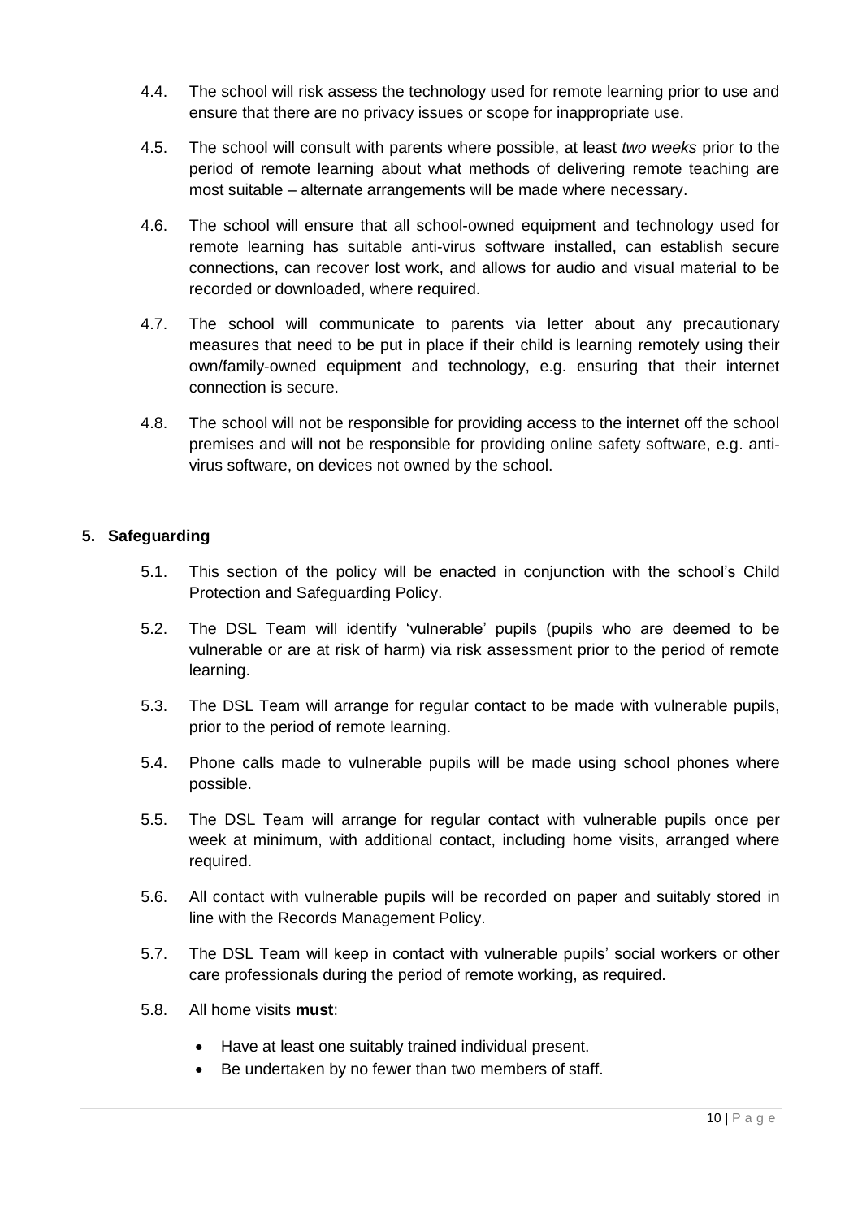4.4. The school will risk assess the technology used for remote learning prior to use and ensure that there are no privacy issues or scope for inappropriate use.

4.5. The school will consult with parents where possible, at least *two weeks* prior to the period of remote learning about what methods of delivering remote teaching are most suitable – alternate arrangements will be made where necessary.

4.6. The school will ensure that all school-owned equipment and technology used for remote learning has suitable anti-virus software installed, can establish secure connections, can recover lost work, and allows for audio and visual material to be recorded or downloaded, where required.

4.7. The school will communicate to parents via letter about any precautionary measures that need to be put in place if their child is learning remotely using their own/family-owned equipment and technology, e.g. ensuring that their internet connection is secure.

4.8. The school will not be responsible for providing access to the internet off the school premises and will not be responsible for providing online safety software, e.g. anti-virus software, on devices not owned by the school.

## 5. Safeguarding

5.1. This section of the policy will be enacted in conjunction with the school's Child Protection and Safeguarding Policy.

5.2. The DSL Team will identify 'vulnerable' pupils (pupils who are deemed to be vulnerable or are at risk of harm) via risk assessment prior to the period of remote learning.

5.3. The DSL Team will arrange for regular contact to be made with vulnerable pupils, prior to the period of remote learning.

5.4. Phone calls made to vulnerable pupils will be made using school phones where possible.

5.5. The DSL Team will arrange for regular contact with vulnerable pupils once per week at minimum, with additional contact, including home visits, arranged where required.

5.6. All contact with vulnerable pupils will be recorded on paper and suitably stored in line with the Records Management Policy.

5.7. The DSL Team will keep in contact with vulnerable pupils' social workers or other care professionals during the period of remote working, as required.

5.8. All home visits **must**:

- Have at least one suitably trained individual present.
- Be undertaken by no fewer than two members of staff.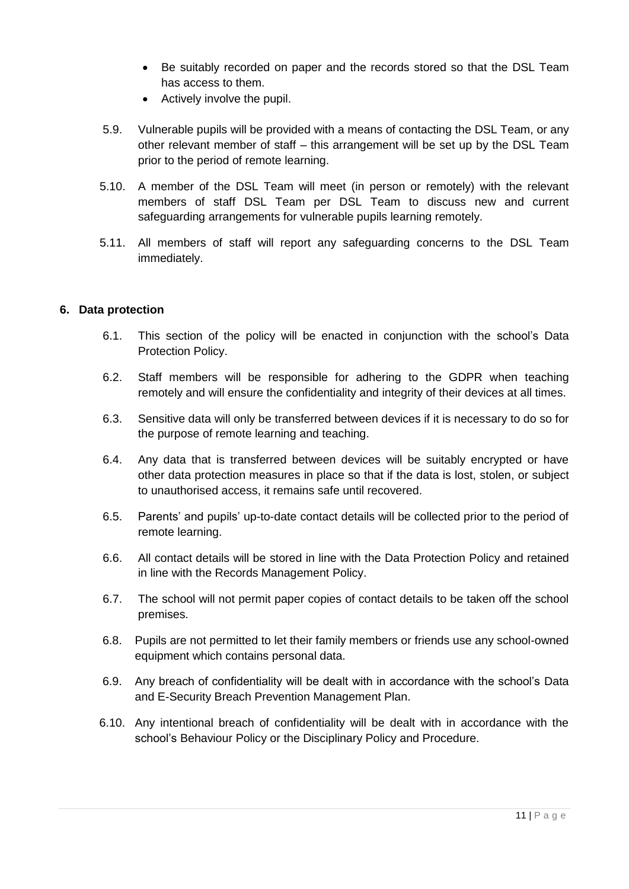- Be suitably recorded on paper and the records stored so that the DSL Team has access to them.
- Actively involve the pupil.

5.9. Vulnerable pupils will be provided with a means of contacting the DSL Team, or any other relevant member of staff – this arrangement will be set up by the DSL Team prior to the period of remote learning.

5.10. A member of the DSL Team will meet (in person or remotely) with the relevant members of staff DSL Team per DSL Team to discuss new and current safeguarding arrangements for vulnerable pupils learning remotely.

5.11. All members of staff will report any safeguarding concerns to the DSL Team immediately.

**6. Data protection**

6.1. This section of the policy will be enacted in conjunction with the school's Data Protection Policy.

6.2. Staff members will be responsible for adhering to the GDPR when teaching remotely and will ensure the confidentiality and integrity of their devices at all times.

6.3. Sensitive data will only be transferred between devices if it is necessary to do so for the purpose of remote learning and teaching.

6.4. Any data that is transferred between devices will be suitably encrypted or have other data protection measures in place so that if the data is lost, stolen, or subject to unauthorised access, it remains safe until recovered.

6.5. Parents' and pupils' up-to-date contact details will be collected prior to the period of remote learning.

6.6. All contact details will be stored in line with the Data Protection Policy and retained in line with the Records Management Policy.

6.7. The school will not permit paper copies of contact details to be taken off the school premises.

6.8. Pupils are not permitted to let their family members or friends use any school-owned equipment which contains personal data.

6.9. Any breach of confidentiality will be dealt with in accordance with the school's Data and E-Security Breach Prevention Management Plan.

6.10. Any intentional breach of confidentiality will be dealt with in accordance with the school's Behaviour Policy or the Disciplinary Policy and Procedure.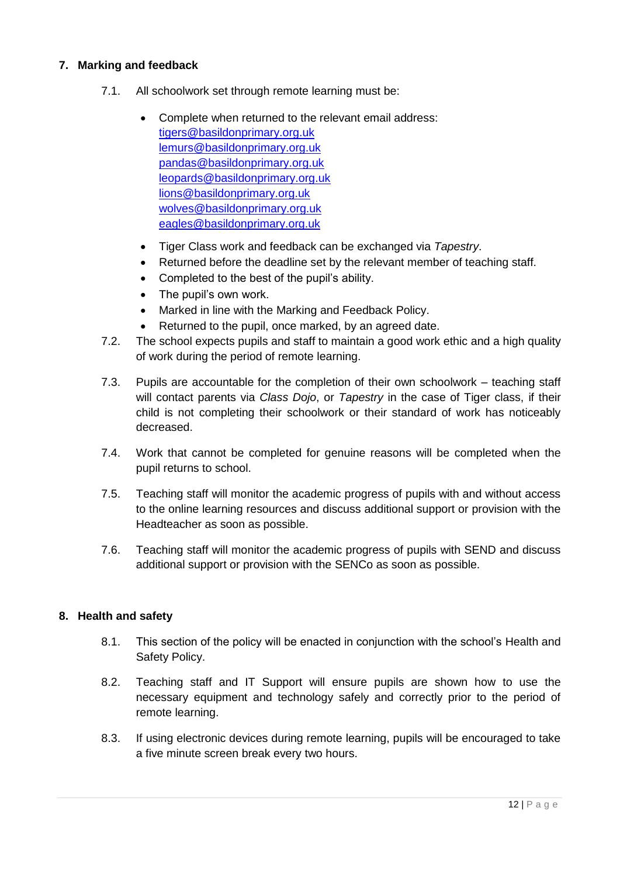## 7. Marking and feedback

7.1. All schoolwork set through remote learning must be:

- Complete when returned to the relevant email address:
  tigers@basildonprimary.org.uk
  lemurs@basildonprimary.org.uk
  pandas@basildonprimary.org.uk
  leopards@basildonprimary.org.uk
  lions@basildonprimary.org.uk
  wolves@basildonprimary.org.uk
  eagles@basildonprimary.org.uk
- Tiger Class work and feedback can be exchanged via *Tapestry*.
- Returned before the deadline set by the relevant member of teaching staff.
- Completed to the best of the pupil's ability.
- The pupil's own work.
- Marked in line with the Marking and Feedback Policy.
- Returned to the pupil, once marked, by an agreed date.

7.2. The school expects pupils and staff to maintain a good work ethic and a high quality of work during the period of remote learning.

7.3. Pupils are accountable for the completion of their own schoolwork – teaching staff will contact parents via *Class Dojo*, or *Tapestry* in the case of Tiger class, if their child is not completing their schoolwork or their standard of work has noticeably decreased.

7.4. Work that cannot be completed for genuine reasons will be completed when the pupil returns to school.

7.5. Teaching staff will monitor the academic progress of pupils with and without access to the online learning resources and discuss additional support or provision with the Headteacher as soon as possible.

7.6. Teaching staff will monitor the academic progress of pupils with SEND and discuss additional support or provision with the SENCo as soon as possible.

## 8. Health and safety

8.1. This section of the policy will be enacted in conjunction with the school's Health and Safety Policy.

8.2. Teaching staff and IT Support will ensure pupils are shown how to use the necessary equipment and technology safely and correctly prior to the period of remote learning.

8.3. If using electronic devices during remote learning, pupils will be encouraged to take a five minute screen break every two hours.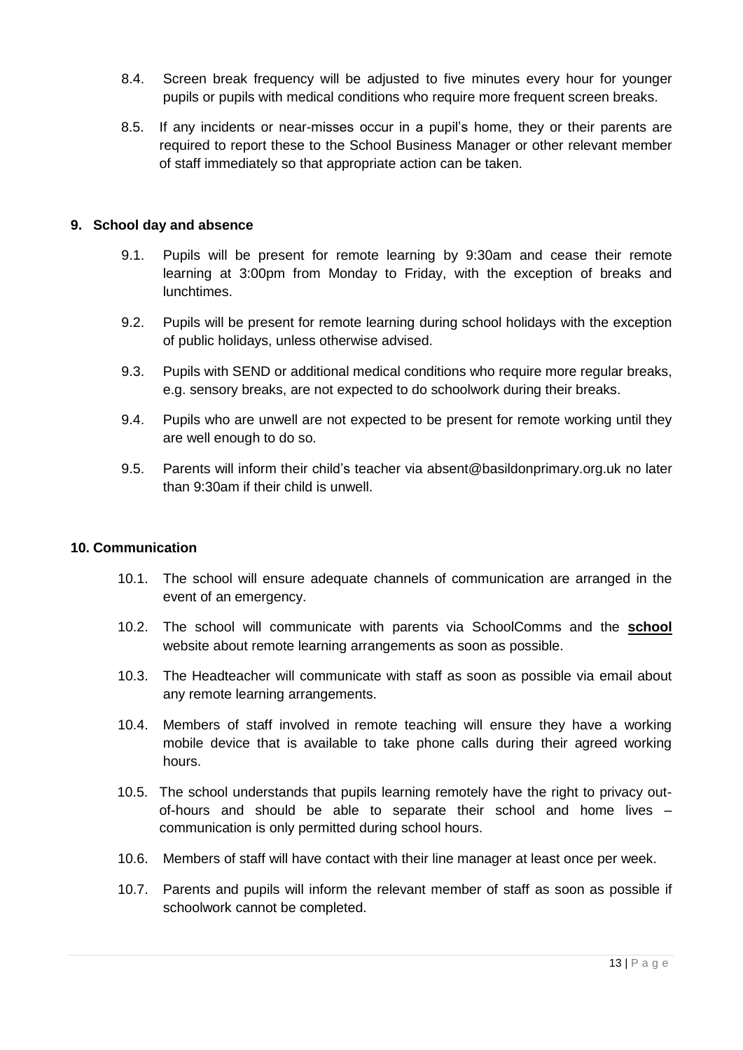8.4. Screen break frequency will be adjusted to five minutes every hour for younger pupils or pupils with medical conditions who require more frequent screen breaks.

8.5. If any incidents or near-misses occur in a pupil's home, they or their parents are required to report these to the School Business Manager or other relevant member of staff immediately so that appropriate action can be taken.

## 9. School day and absence

9.1. Pupils will be present for remote learning by 9:30am and cease their remote learning at 3:00pm from Monday to Friday, with the exception of breaks and lunchtimes.

9.2. Pupils will be present for remote learning during school holidays with the exception of public holidays, unless otherwise advised.

9.3. Pupils with SEND or additional medical conditions who require more regular breaks, e.g. sensory breaks, are not expected to do schoolwork during their breaks.

9.4. Pupils who are unwell are not expected to be present for remote working until they are well enough to do so.

9.5. Parents will inform their child's teacher via absent@basildonprimary.org.uk no later than 9:30am if their child is unwell.

## 10. Communication

10.1. The school will ensure adequate channels of communication are arranged in the event of an emergency.

10.2. The school will communicate with parents via SchoolComms and the **school** website about remote learning arrangements as soon as possible.

10.3. The Headteacher will communicate with staff as soon as possible via email about any remote learning arrangements.

10.4. Members of staff involved in remote teaching will ensure they have a working mobile device that is available to take phone calls during their agreed working hours.

10.5. The school understands that pupils learning remotely have the right to privacy out-of-hours and should be able to separate their school and home lives – communication is only permitted during school hours.

10.6. Members of staff will have contact with their line manager at least once per week.

10.7. Parents and pupils will inform the relevant member of staff as soon as possible if schoolwork cannot be completed.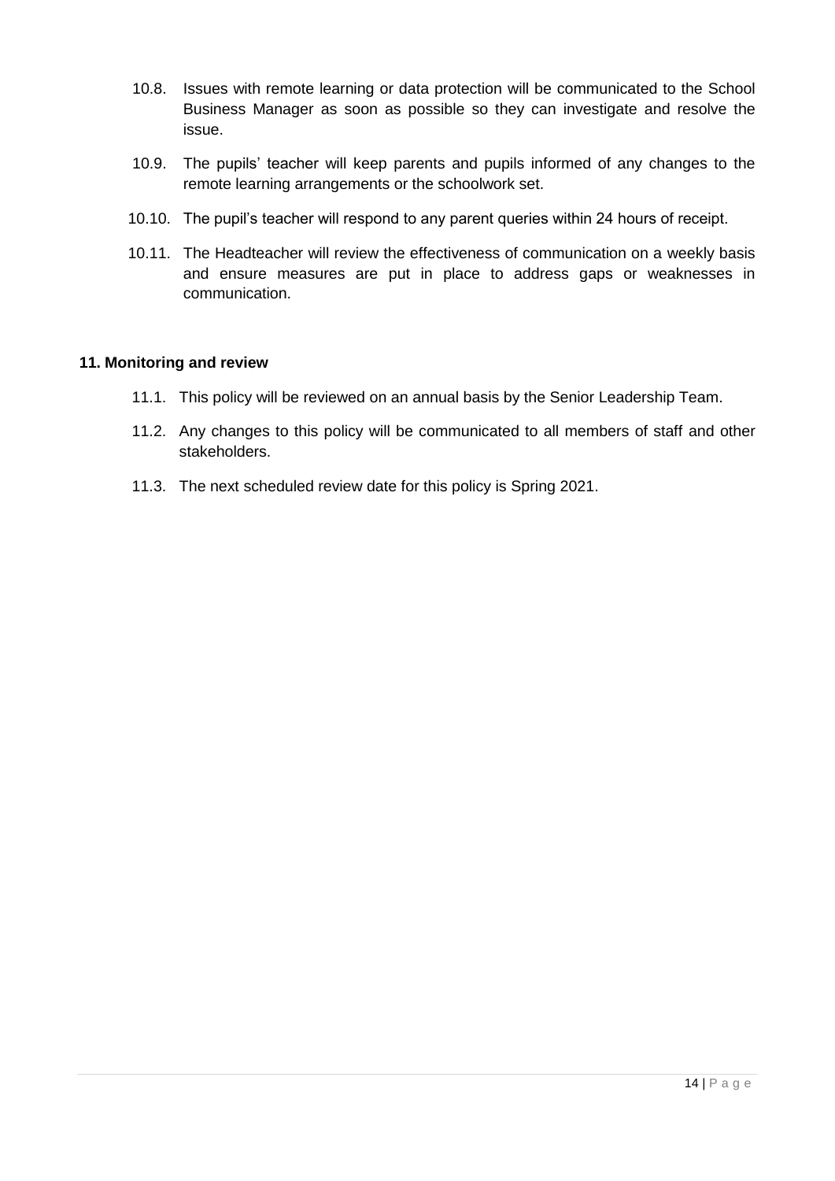10.8. Issues with remote learning or data protection will be communicated to the School Business Manager as soon as possible so they can investigate and resolve the issue.

10.9. The pupils' teacher will keep parents and pupils informed of any changes to the remote learning arrangements or the schoolwork set.

10.10. The pupil's teacher will respond to any parent queries within 24 hours of receipt.

10.11. The Headteacher will review the effectiveness of communication on a weekly basis and ensure measures are put in place to address gaps or weaknesses in communication.

## 11. Monitoring and review

11.1. This policy will be reviewed on an annual basis by the Senior Leadership Team.

11.2. Any changes to this policy will be communicated to all members of staff and other stakeholders.

11.3. The next scheduled review date for this policy is Spring 2021.